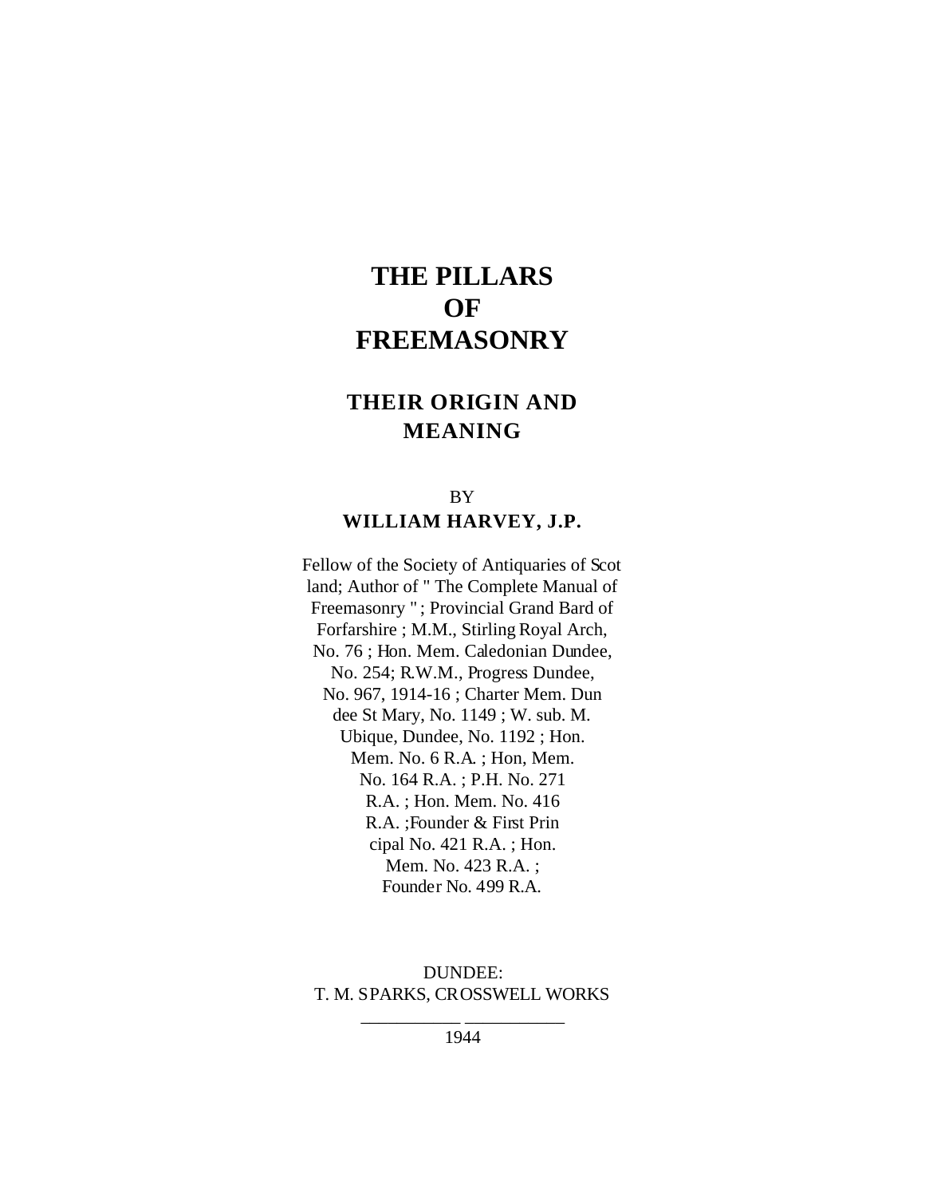# THE PILLARS OF FREEMASONRY

## THEIR ORIGIN AND MEANING

BY

**WILLIAM HARVEY, J.P.**

Fellow of the Society of Antiquaries of Scot land; Author of " The Complete Manual of Freemasonry " ; Provincial Grand Bard of Forfarshire ; M.M., Stirling Royal Arch, No. 76 ; Hon. Mem. Caledonian Dundee, No. 254; R.W.M., Progress Dundee, No. 967, 1914-16 ; Charter Mem. Dun dee St Mary, No. 1149 ; W. sub. M. Ubique, Dundee, No. 1192 ; Hon. Mem. No. 6 R.A. ; Hon, Mem. No. 164 R.A. ; P.H. No. 271 R.A. ; Hon. Mem. No. 416 R.A. ;Founder & First Prin cipal No. 421 R.A. ; Hon. Mem. No. 423 R.A. ; Founder No. 499 R.A.

DUNDEE:
T. M. SPARKS, CROSSWELL WORKS

1944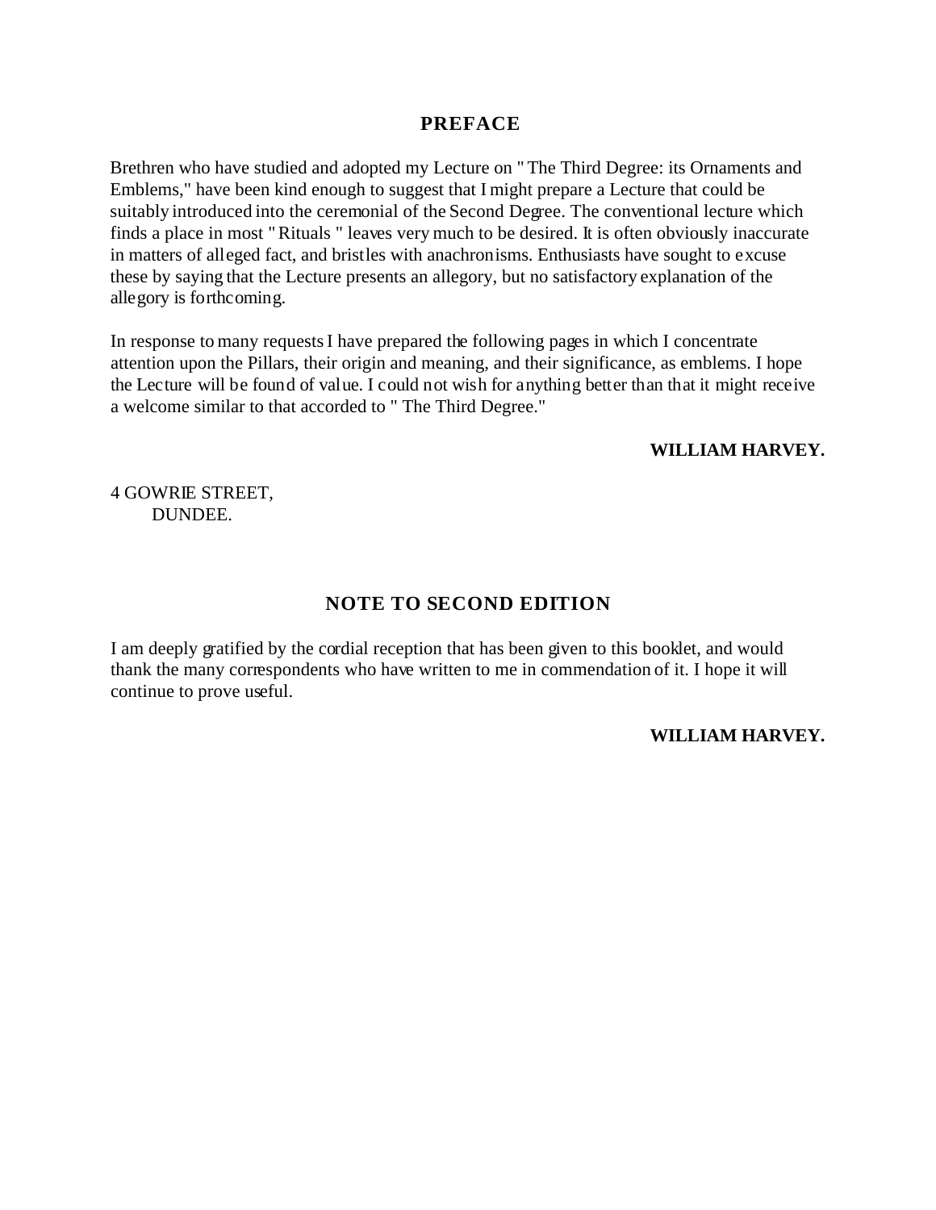## PREFACE

Brethren who have studied and adopted my Lecture on " The Third Degree: its Ornaments and Emblems," have been kind enough to suggest that I might prepare a Lecture that could be suitably introduced into the ceremonial of the Second Degree. The conventional lecture which finds a place in most " Rituals " leaves very much to be desired. It is often obviously inaccurate in matters of alleged fact, and bristles with anachronisms. Enthusiasts have sought to excuse these by saying that the Lecture presents an allegory, but no satisfactory explanation of the allegory is forthcoming.

In response to many requests I have prepared the following pages in which I concentrate attention upon the Pillars, their origin and meaning, and their significance, as emblems. I hope the Lecture will be found of value. I could not wish for anything better than that it might receive a welcome similar to that accorded to " The Third Degree."

**WILLIAM HARVEY.**

4 GOWRIE STREET,
DUNDEE.

## NOTE TO SECOND EDITION

I am deeply gratified by the cordial reception that has been given to this booklet, and would thank the many correspondents who have written to me in commendation of it. I hope it will continue to prove useful.

**WILLIAM HARVEY.**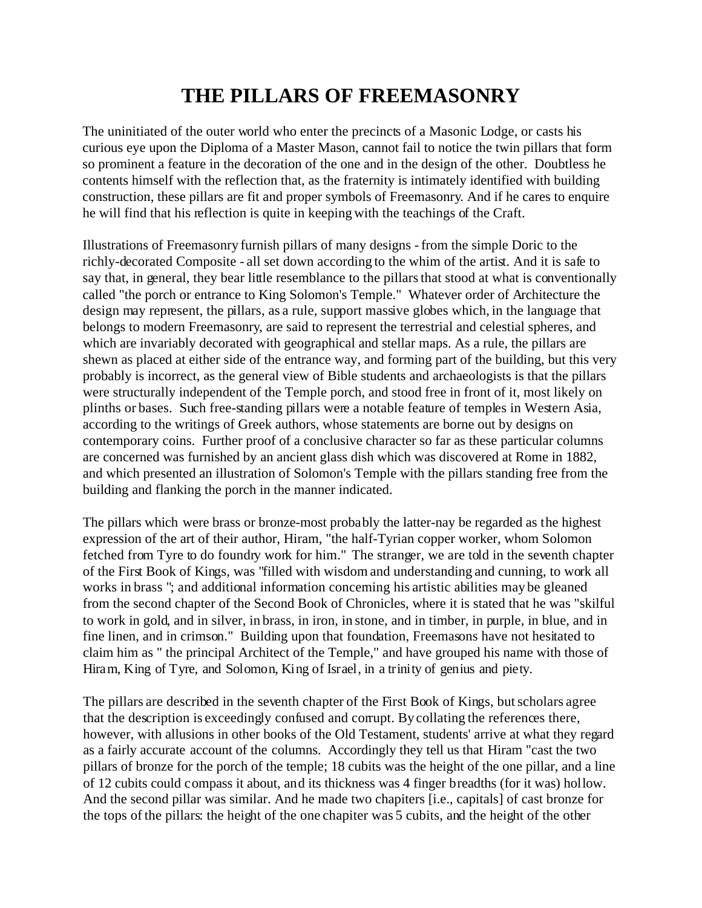# THE PILLARS OF FREEMASONRY

The uninitiated of the outer world who enter the precincts of a Masonic Lodge, or casts his curious eye upon the Diploma of a Master Mason, cannot fail to notice the twin pillars that form so prominent a feature in the decoration of the one and in the design of the other. Doubtless he contents himself with the reflection that, as the fraternity is intimately identified with building construction, these pillars are fit and proper symbols of Freemasonry. And if he cares to enquire he will find that his reflection is quite in keeping with the teachings of the Craft.

Illustrations of Freemasonry furnish pillars of many designs - from the simple Doric to the richly-decorated Composite - all set down according to the whim of the artist. And it is safe to say that, in general, they bear little resemblance to the pillars that stood at what is conventionally called "the porch or entrance to King Solomon's Temple." Whatever order of Architecture the design may represent, the pillars, as a rule, support massive globes which, in the language that belongs to modern Freemasonry, are said to represent the terrestrial and celestial spheres, and which are invariably decorated with geographical and stellar maps. As a rule, the pillars are shewn as placed at either side of the entrance way, and forming part of the building, but this very probably is incorrect, as the general view of Bible students and archaeologists is that the pillars were structurally independent of the Temple porch, and stood free in front of it, most likely on plinths or bases. Such free-standing pillars were a notable feature of temples in Western Asia, according to the writings of Greek authors, whose statements are borne out by designs on contemporary coins. Further proof of a conclusive character so far as these particular columns are concerned was furnished by an ancient glass dish which was discovered at Rome in 1882, and which presented an illustration of Solomon's Temple with the pillars standing free from the building and flanking the porch in the manner indicated.

The pillars which were brass or bronze-most probably the latter-nay be regarded as the highest expression of the art of their author, Hiram, "the half-Tyrian copper worker, whom Solomon fetched from Tyre to do foundry work for him." The stranger, we are told in the seventh chapter of the First Book of Kings, was "filled with wisdom and understanding and cunning, to work all works in brass "; and additional information concerning his artistic abilities may be gleaned from the second chapter of the Second Book of Chronicles, where it is stated that he was "skilful to work in gold, and in silver, in brass, in iron, in stone, and in timber, in purple, in blue, and in fine linen, and in crimson." Building upon that foundation, Freemasons have not hesitated to claim him as " the principal Architect of the Temple," and have grouped his name with those of Hiram, King of Tyre, and Solomon, King of Israel, in a trinity of genius and piety.

The pillars are described in the seventh chapter of the First Book of Kings, but scholars agree that the description is exceedingly confused and corrupt. By collating the references there, however, with allusions in other books of the Old Testament, students' arrive at what they regard as a fairly accurate account of the columns. Accordingly they tell us that Hiram "cast the two pillars of bronze for the porch of the temple; 18 cubits was the height of the one pillar, and a line of 12 cubits could compass it about, and its thickness was 4 finger breadths (for it was) hollow. And the second pillar was similar. And he made two chapiters [i.e., capitals] of cast bronze for the tops of the pillars: the height of the one chapiter was 5 cubits, and the height of the other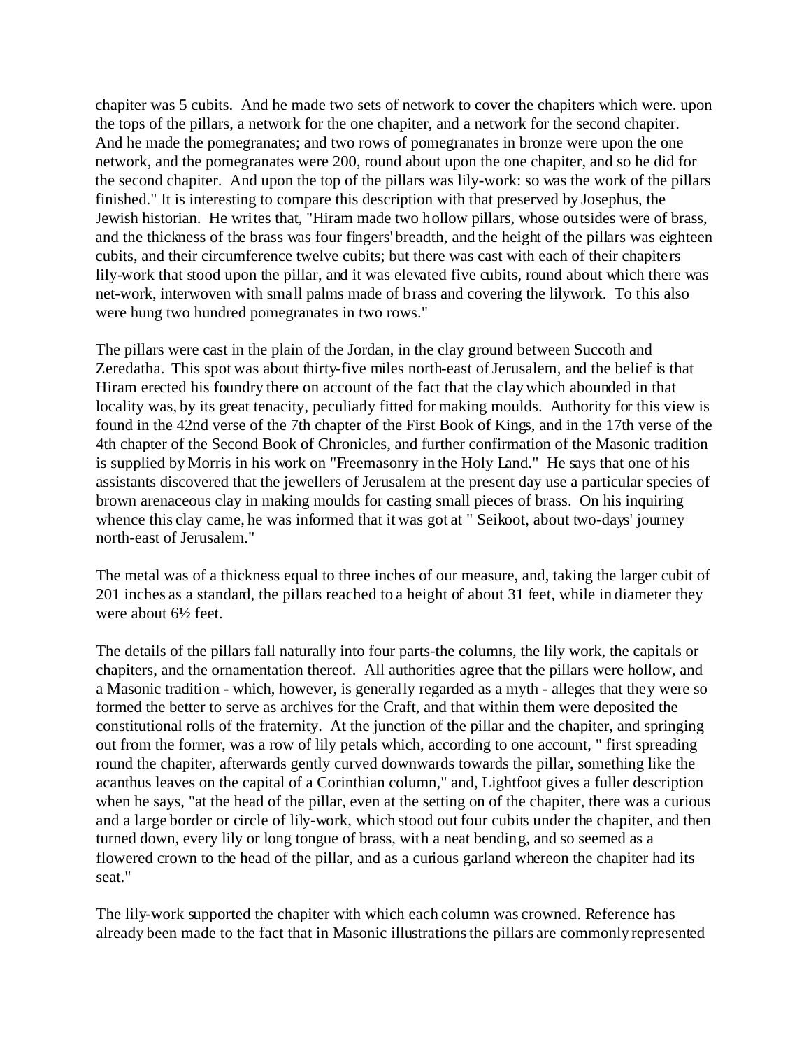chapiter was 5 cubits. And he made two sets of network to cover the chapiters which were. upon the tops of the pillars, a network for the one chapiter, and a network for the second chapiter. And he made the pomegranates; and two rows of pomegranates in bronze were upon the one network, and the pomegranates were 200, round about upon the one chapiter, and so he did for the second chapiter. And upon the top of the pillars was lily-work: so was the work of the pillars finished." It is interesting to compare this description with that preserved by Josephus, the Jewish historian. He writes that, "Hiram made two hollow pillars, whose outsides were of brass, and the thickness of the brass was four fingers' breadth, and the height of the pillars was eighteen cubits, and their circumference twelve cubits; but there was cast with each of their chapiters lily-work that stood upon the pillar, and it was elevated five cubits, round about which there was net-work, interwoven with small palms made of brass and covering the lilywork. To this also were hung two hundred pomegranates in two rows."

The pillars were cast in the plain of the Jordan, in the clay ground between Succoth and Zeredatha. This spot was about thirty-five miles north-east of Jerusalem, and the belief is that Hiram erected his foundry there on account of the fact that the clay which abounded in that locality was, by its great tenacity, peculiarly fitted for making moulds. Authority for this view is found in the 42nd verse of the 7th chapter of the First Book of Kings, and in the 17th verse of the 4th chapter of the Second Book of Chronicles, and further confirmation of the Masonic tradition is supplied by Morris in his work on "Freemasonry in the Holy Land." He says that one of his assistants discovered that the jewellers of Jerusalem at the present day use a particular species of brown arenaceous clay in making moulds for casting small pieces of brass. On his inquiring whence this clay came, he was informed that it was got at " Seikoot, about two-days' journey north-east of Jerusalem."

The metal was of a thickness equal to three inches of our measure, and, taking the larger cubit of 201 inches as a standard, the pillars reached to a height of about 31 feet, while in diameter they were about 6½ feet.

The details of the pillars fall naturally into four parts-the columns, the lily work, the capitals or chapiters, and the ornamentation thereof. All authorities agree that the pillars were hollow, and a Masonic tradition - which, however, is generally regarded as a myth - alleges that they were so formed the better to serve as archives for the Craft, and that within them were deposited the constitutional rolls of the fraternity. At the junction of the pillar and the chapiter, and springing out from the former, was a row of lily petals which, according to one account, " first spreading round the chapiter, afterwards gently curved downwards towards the pillar, something like the acanthus leaves on the capital of a Corinthian column," and, Lightfoot gives a fuller description when he says, "at the head of the pillar, even at the setting on of the chapiter, there was a curious and a large border or circle of lily-work, which stood out four cubits under the chapiter, and then turned down, every lily or long tongue of brass, with a neat bending, and so seemed as a flowered crown to the head of the pillar, and as a curious garland whereon the chapiter had its seat."

The lily-work supported the chapiter with which each column was crowned. Reference has already been made to the fact that in Masonic illustrations the pillars are commonly represented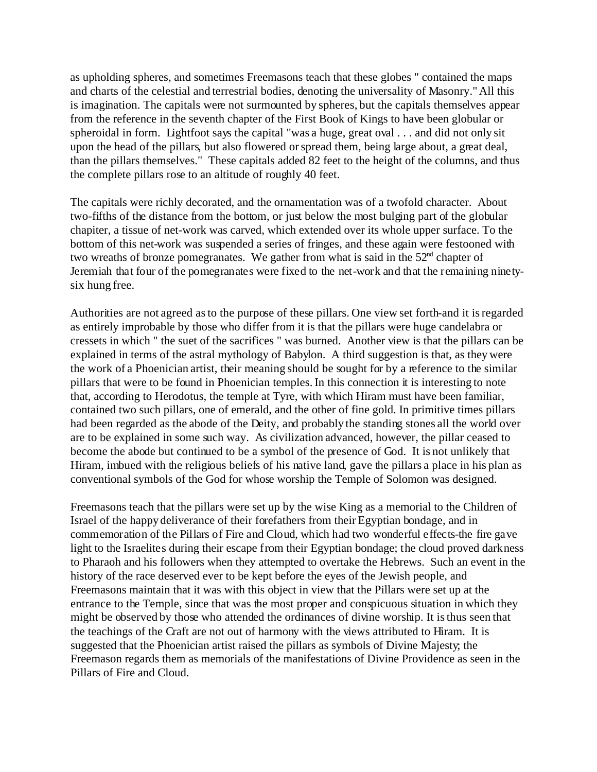as upholding spheres, and sometimes Freemasons teach that these globes " contained the maps and charts of the celestial and terrestrial bodies, denoting the universality of Masonry." All this is imagination. The capitals were not surmounted by spheres, but the capitals themselves appear from the reference in the seventh chapter of the First Book of Kings to have been globular or spheroidal in form. Lightfoot says the capital "was a huge, great oval . . . and did not only sit upon the head of the pillars, but also flowered or spread them, being large about, a great deal, than the pillars themselves." These capitals added 82 feet to the height of the columns, and thus the complete pillars rose to an altitude of roughly 40 feet.

The capitals were richly decorated, and the ornamentation was of a twofold character. About two-fifths of the distance from the bottom, or just below the most bulging part of the globular chapiter, a tissue of net-work was carved, which extended over its whole upper surface. To the bottom of this net-work was suspended a series of fringes, and these again were festooned with two wreaths of bronze pomegranates. We gather from what is said in the 52nd chapter of Jeremiah that four of the pomegranates were fixed to the net-work and that the remaining ninety-six hung free.

Authorities are not agreed as to the purpose of these pillars. One view set forth-and it is regarded as entirely improbable by those who differ from it is that the pillars were huge candelabra or cressets in which " the suet of the sacrifices " was burned. Another view is that the pillars can be explained in terms of the astral mythology of Babylon. A third suggestion is that, as they were the work of a Phoenician artist, their meaning should be sought for by a reference to the similar pillars that were to be found in Phoenician temples. In this connection it is interesting to note that, according to Herodotus, the temple at Tyre, with which Hiram must have been familiar, contained two such pillars, one of emerald, and the other of fine gold. In primitive times pillars had been regarded as the abode of the Deity, and probably the standing stones all the world over are to be explained in some such way. As civilization advanced, however, the pillar ceased to become the abode but continued to be a symbol of the presence of God. It is not unlikely that Hiram, imbued with the religious beliefs of his native land, gave the pillars a place in his plan as conventional symbols of the God for whose worship the Temple of Solomon was designed.

Freemasons teach that the pillars were set up by the wise King as a memorial to the Children of Israel of the happy deliverance of their forefathers from their Egyptian bondage, and in commemoration of the Pillars of Fire and Cloud, which had two wonderful effects-the fire gave light to the Israelites during their escape from their Egyptian bondage; the cloud proved darkness to Pharaoh and his followers when they attempted to overtake the Hebrews. Such an event in the history of the race deserved ever to be kept before the eyes of the Jewish people, and Freemasons maintain that it was with this object in view that the Pillars were set up at the entrance to the Temple, since that was the most proper and conspicuous situation in which they might be observed by those who attended the ordinances of divine worship. It is thus seen that the teachings of the Craft are not out of harmony with the views attributed to Hiram. It is suggested that the Phoenician artist raised the pillars as symbols of Divine Majesty; the Freemason regards them as memorials of the manifestations of Divine Providence as seen in the Pillars of Fire and Cloud.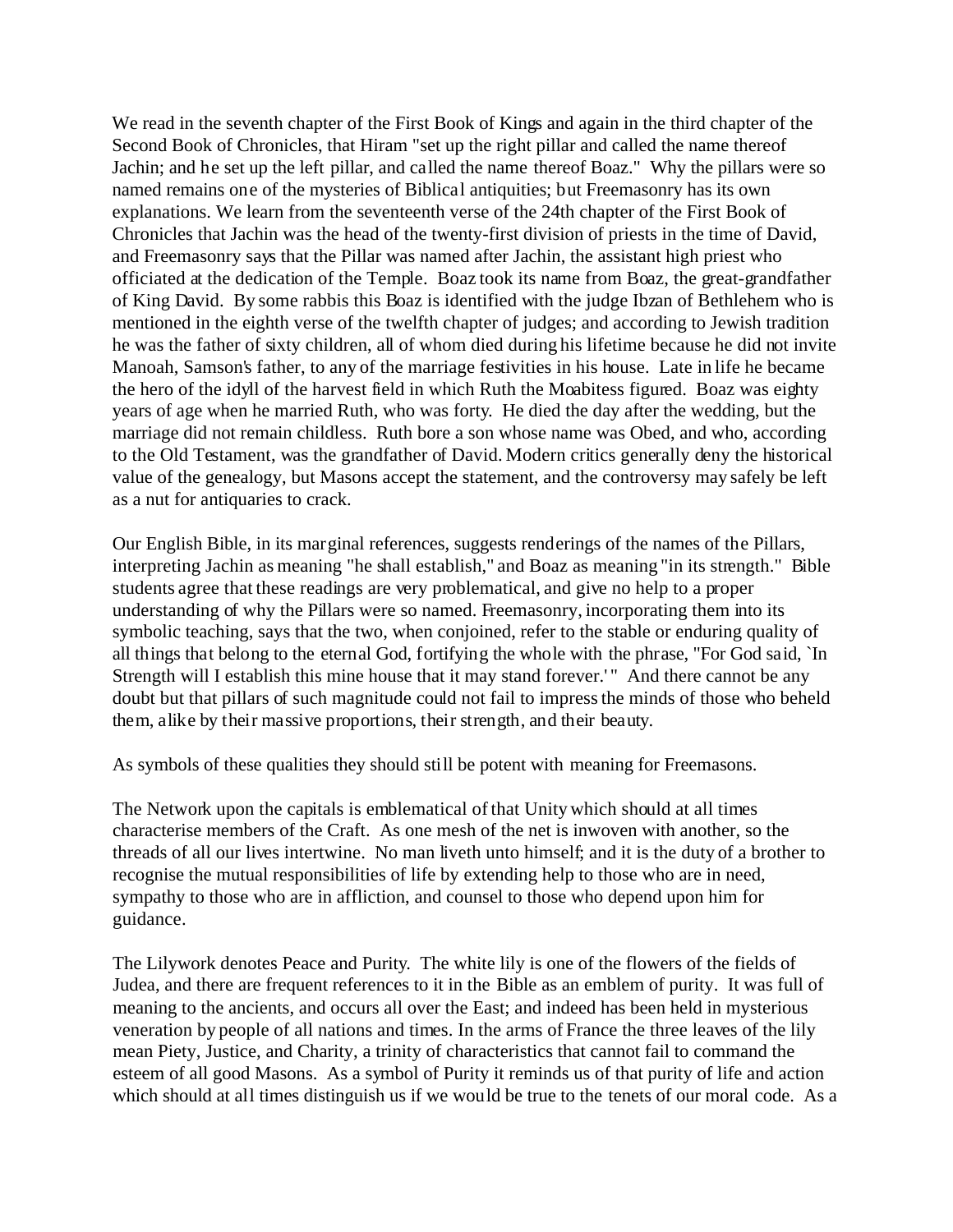We read in the seventh chapter of the First Book of Kings and again in the third chapter of the Second Book of Chronicles, that Hiram "set up the right pillar and called the name thereof Jachin; and he set up the left pillar, and called the name thereof Boaz." Why the pillars were so named remains one of the mysteries of Biblical antiquities; but Freemasonry has its own explanations. We learn from the seventeenth verse of the 24th chapter of the First Book of Chronicles that Jachin was the head of the twenty-first division of priests in the time of David, and Freemasonry says that the Pillar was named after Jachin, the assistant high priest who officiated at the dedication of the Temple. Boaz took its name from Boaz, the great-grandfather of King David. By some rabbis this Boaz is identified with the judge Ibzan of Bethlehem who is mentioned in the eighth verse of the twelfth chapter of judges; and according to Jewish tradition he was the father of sixty children, all of whom died during his lifetime because he did not invite Manoah, Samson's father, to any of the marriage festivities in his house. Late in life he became the hero of the idyll of the harvest field in which Ruth the Moabitess figured. Boaz was eighty years of age when he married Ruth, who was forty. He died the day after the wedding, but the marriage did not remain childless. Ruth bore a son whose name was Obed, and who, according to the Old Testament, was the grandfather of David. Modern critics generally deny the historical value of the genealogy, but Masons accept the statement, and the controversy may safely be left as a nut for antiquaries to crack.

Our English Bible, in its marginal references, suggests renderings of the names of the Pillars, interpreting Jachin as meaning "he shall establish," and Boaz as meaning "in its strength." Bible students agree that these readings are very problematical, and give no help to a proper understanding of why the Pillars were so named. Freemasonry, incorporating them into its symbolic teaching, says that the two, when conjoined, refer to the stable or enduring quality of all things that belong to the eternal God, fortifying the whole with the phrase, "For God said, `In Strength will I establish this mine house that it may stand forever.'" And there cannot be any doubt but that pillars of such magnitude could not fail to impress the minds of those who beheld them, alike by their massive proportions, their strength, and their beauty.

As symbols of these qualities they should still be potent with meaning for Freemasons.

The Network upon the capitals is emblematical of that Unity which should at all times characterise members of the Craft. As one mesh of the net is inwoven with another, so the threads of all our lives intertwine. No man liveth unto himself; and it is the duty of a brother to recognise the mutual responsibilities of life by extending help to those who are in need, sympathy to those who are in affliction, and counsel to those who depend upon him for guidance.

The Lilywork denotes Peace and Purity. The white lily is one of the flowers of the fields of Judea, and there are frequent references to it in the Bible as an emblem of purity. It was full of meaning to the ancients, and occurs all over the East; and indeed has been held in mysterious veneration by people of all nations and times. In the arms of France the three leaves of the lily mean Piety, Justice, and Charity, a trinity of characteristics that cannot fail to command the esteem of all good Masons. As a symbol of Purity it reminds us of that purity of life and action which should at all times distinguish us if we would be true to the tenets of our moral code. As a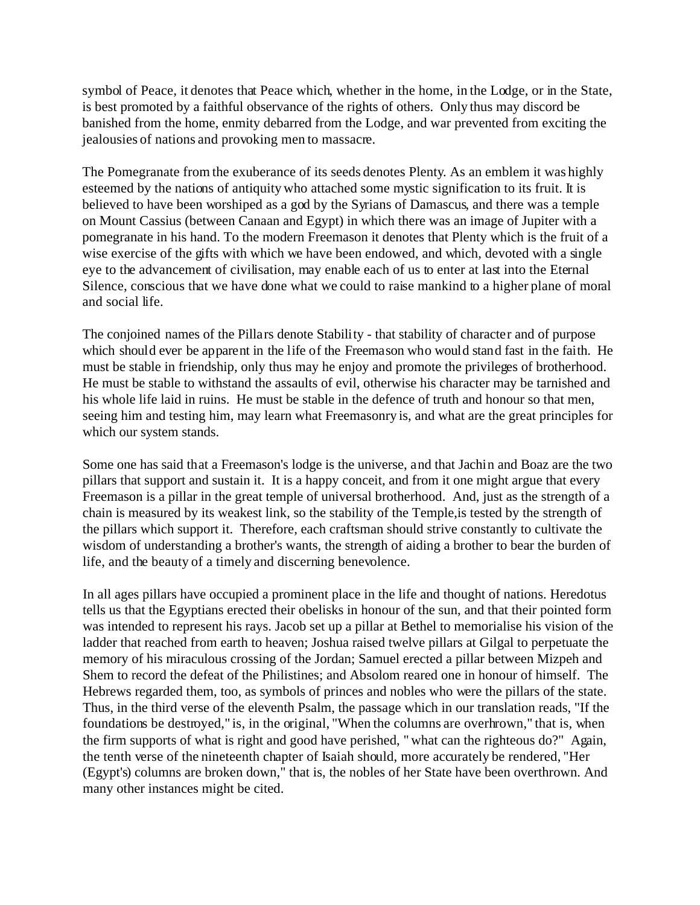symbol of Peace, it denotes that Peace which, whether in the home, in the Lodge, or in the State, is best promoted by a faithful observance of the rights of others. Only thus may discord be banished from the home, enmity debarred from the Lodge, and war prevented from exciting the jealousies of nations and provoking men to massacre.

The Pomegranate from the exuberance of its seeds denotes Plenty. As an emblem it was highly esteemed by the nations of antiquity who attached some mystic signification to its fruit. It is believed to have been worshiped as a god by the Syrians of Damascus, and there was a temple on Mount Cassius (between Canaan and Egypt) in which there was an image of Jupiter with a pomegranate in his hand. To the modern Freemason it denotes that Plenty which is the fruit of a wise exercise of the gifts with which we have been endowed, and which, devoted with a single eye to the advancement of civilisation, may enable each of us to enter at last into the Eternal Silence, conscious that we have done what we could to raise mankind to a higher plane of moral and social life.

The conjoined names of the Pillars denote Stability - that stability of character and of purpose which should ever be apparent in the life of the Freemason who would stand fast in the faith. He must be stable in friendship, only thus may he enjoy and promote the privileges of brotherhood. He must be stable to withstand the assaults of evil, otherwise his character may be tarnished and his whole life laid in ruins. He must be stable in the defence of truth and honour so that men, seeing him and testing him, may learn what Freemasonry is, and what are the great principles for which our system stands.

Some one has said that a Freemason's lodge is the universe, and that Jachin and Boaz are the two pillars that support and sustain it. It is a happy conceit, and from it one might argue that every Freemason is a pillar in the great temple of universal brotherhood. And, just as the strength of a chain is measured by its weakest link, so the stability of the Temple,is tested by the strength of the pillars which support it. Therefore, each craftsman should strive constantly to cultivate the wisdom of understanding a brother's wants, the strength of aiding a brother to bear the burden of life, and the beauty of a timely and discerning benevolence.

In all ages pillars have occupied a prominent place in the life and thought of nations. Heredotus tells us that the Egyptians erected their obelisks in honour of the sun, and that their pointed form was intended to represent his rays. Jacob set up a pillar at Bethel to memorialise his vision of the ladder that reached from earth to heaven; Joshua raised twelve pillars at Gilgal to perpetuate the memory of his miraculous crossing of the Jordan; Samuel erected a pillar between Mizpeh and Shem to record the defeat of the Philistines; and Absolom reared one in honour of himself. The Hebrews regarded them, too, as symbols of princes and nobles who were the pillars of the state. Thus, in the third verse of the eleventh Psalm, the passage which in our translation reads, "If the foundations be destroyed," is, in the original, "When the columns are overhrown," that is, when the firm supports of what is right and good have perished, " what can the righteous do?" Again, the tenth verse of the nineteenth chapter of Isaiah should, more accurately be rendered, "Her (Egypt's) columns are broken down," that is, the nobles of her State have been overthrown. And many other instances might be cited.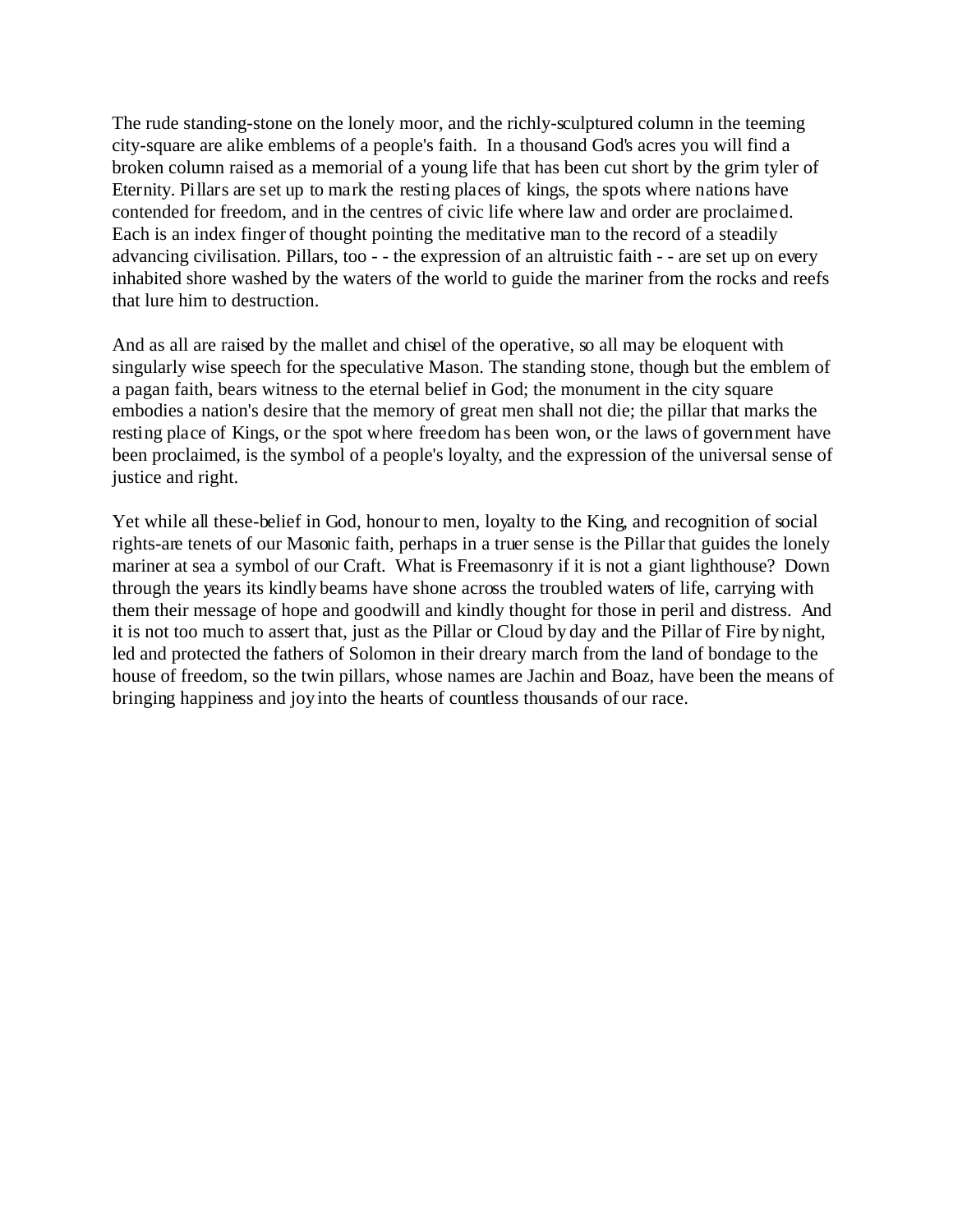The rude standing-stone on the lonely moor, and the richly-sculptured column in the teeming city-square are alike emblems of a people's faith. In a thousand God's acres you will find a broken column raised as a memorial of a young life that has been cut short by the grim tyler of Eternity. Pillars are set up to mark the resting places of kings, the spots where nations have contended for freedom, and in the centres of civic life where law and order are proclaimed. Each is an index finger of thought pointing the meditative man to the record of a steadily advancing civilisation. Pillars, too - - the expression of an altruistic faith - - are set up on every inhabited shore washed by the waters of the world to guide the mariner from the rocks and reefs that lure him to destruction.

And as all are raised by the mallet and chisel of the operative, so all may be eloquent with singularly wise speech for the speculative Mason. The standing stone, though but the emblem of a pagan faith, bears witness to the eternal belief in God; the monument in the city square embodies a nation's desire that the memory of great men shall not die; the pillar that marks the resting place of Kings, or the spot where freedom has been won, or the laws of government have been proclaimed, is the symbol of a people's loyalty, and the expression of the universal sense of justice and right.

Yet while all these-belief in God, honour to men, loyalty to the King, and recognition of social rights-are tenets of our Masonic faith, perhaps in a truer sense is the Pillar that guides the lonely mariner at sea a symbol of our Craft. What is Freemasonry if it is not a giant lighthouse? Down through the years its kindly beams have shone across the troubled waters of life, carrying with them their message of hope and goodwill and kindly thought for those in peril and distress. And it is not too much to assert that, just as the Pillar or Cloud by day and the Pillar of Fire by night, led and protected the fathers of Solomon in their dreary march from the land of bondage to the house of freedom, so the twin pillars, whose names are Jachin and Boaz, have been the means of bringing happiness and joy into the hearts of countless thousands of our race.